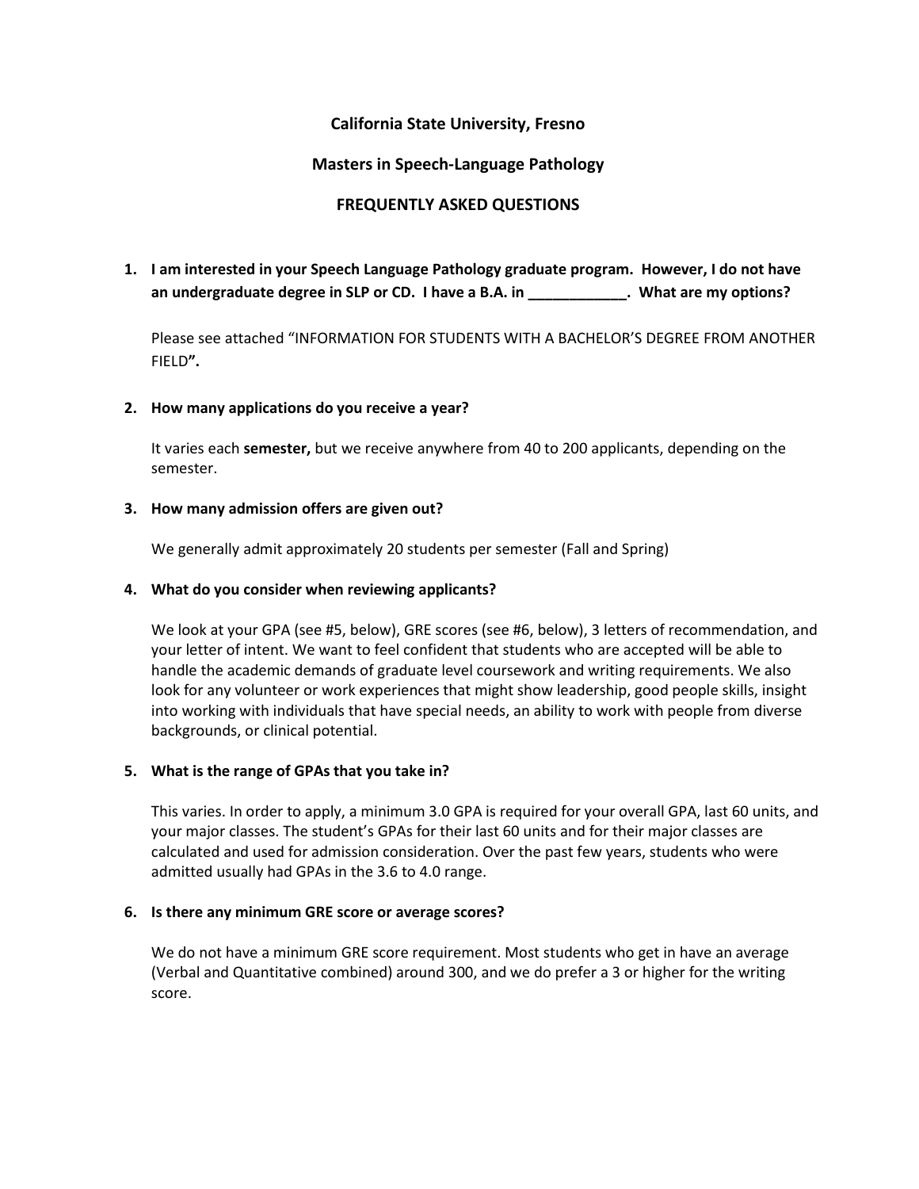# California State University, Fresno

## Masters in Speech-Language Pathology

## FREQUENTLY ASKED QUESTIONS

1. **I am interested in your Speech Language Pathology graduate program. However, I do not have an undergraduate degree in SLP or CD. I have a B.A. in ____________. What are my options?**

   Please see attached "INFORMATION FOR STUDENTS WITH A BACHELOR'S DEGREE FROM ANOTHER FIELD**".**

2. **How many applications do you receive a year?**

   It varies each **semester,** but we receive anywhere from 40 to 200 applicants, depending on the semester.

3. **How many admission offers are given out?**

   We generally admit approximately 20 students per semester (Fall and Spring)

4. **What do you consider when reviewing applicants?**

   We look at your GPA (see #5, below), GRE scores (see #6, below), 3 letters of recommendation, and your letter of intent. We want to feel confident that students who are accepted will be able to handle the academic demands of graduate level coursework and writing requirements. We also look for any volunteer or work experiences that might show leadership, good people skills, insight into working with individuals that have special needs, an ability to work with people from diverse backgrounds, or clinical potential.

5. **What is the range of GPAs that you take in?**

   This varies. In order to apply, a minimum 3.0 GPA is required for your overall GPA, last 60 units, and your major classes. The student's GPAs for their last 60 units and for their major classes are calculated and used for admission consideration. Over the past few years, students who were admitted usually had GPAs in the 3.6 to 4.0 range.

6. **Is there any minimum GRE score or average scores?**

   We do not have a minimum GRE score requirement. Most students who get in have an average (Verbal and Quantitative combined) around 300, and we do prefer a 3 or higher for the writing score.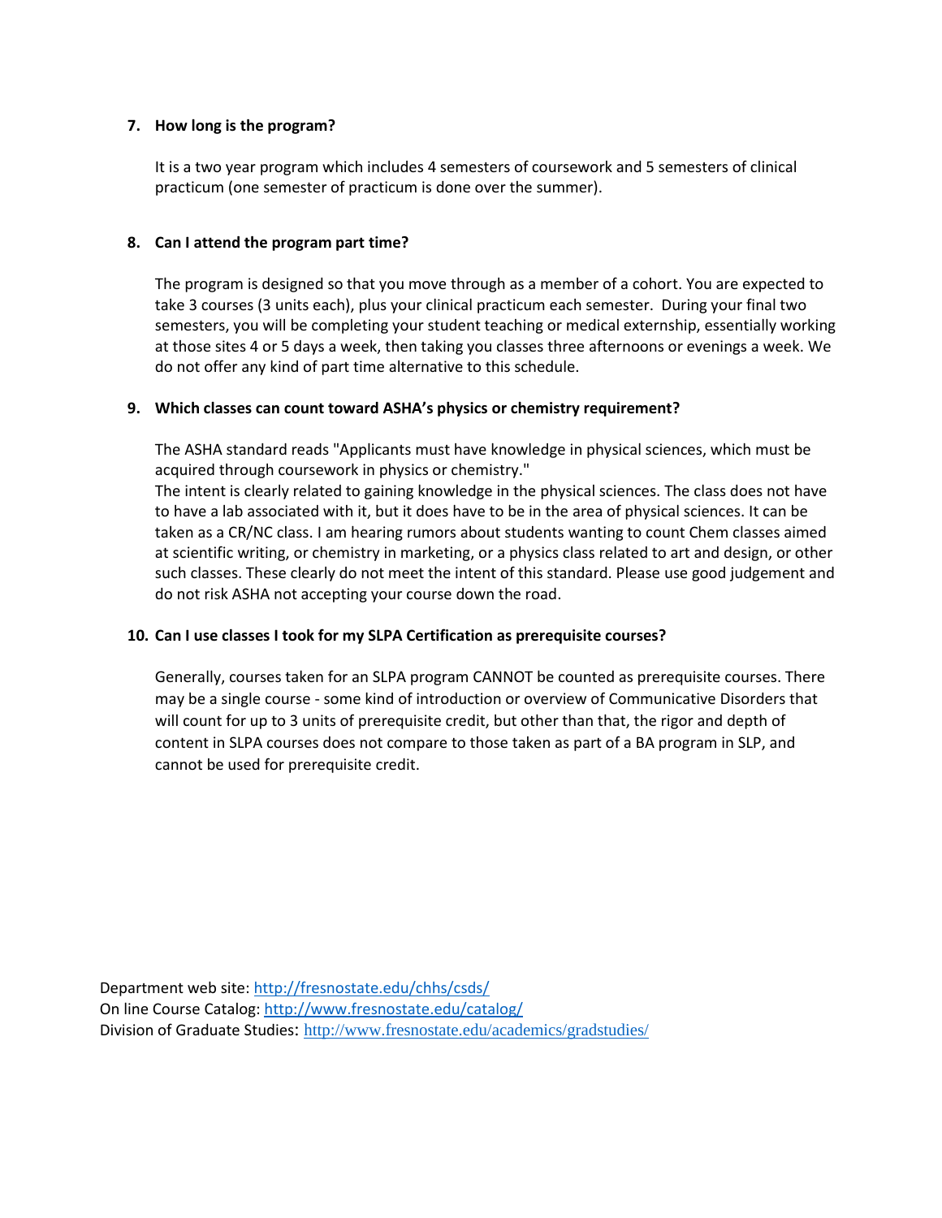7. **How long is the program?**

   It is a two year program which includes 4 semesters of coursework and 5 semesters of clinical practicum (one semester of practicum is done over the summer).

8. **Can I attend the program part time?**

   The program is designed so that you move through as a member of a cohort. You are expected to take 3 courses (3 units each), plus your clinical practicum each semester. During your final two semesters, you will be completing your student teaching or medical externship, essentially working at those sites 4 or 5 days a week, then taking you classes three afternoons or evenings a week. We do not offer any kind of part time alternative to this schedule.

9. **Which classes can count toward ASHA's physics or chemistry requirement?**

   The ASHA standard reads "Applicants must have knowledge in physical sciences, which must be acquired through coursework in physics or chemistry."
   The intent is clearly related to gaining knowledge in the physical sciences. The class does not have to have a lab associated with it, but it does have to be in the area of physical sciences. It can be taken as a CR/NC class. I am hearing rumors about students wanting to count Chem classes aimed at scientific writing, or chemistry in marketing, or a physics class related to art and design, or other such classes. These clearly do not meet the intent of this standard. Please use good judgement and do not risk ASHA not accepting your course down the road.

10. **Can I use classes I took for my SLPA Certification as prerequisite courses?**

    Generally, courses taken for an SLPA program CANNOT be counted as prerequisite courses. There may be a single course - some kind of introduction or overview of Communicative Disorders that will count for up to 3 units of prerequisite credit, but other than that, the rigor and depth of content in SLPA courses does not compare to those taken as part of a BA program in SLP, and cannot be used for prerequisite credit.

Department web site: [http://fresnostate.edu/chhs/csds/](http://fresnostate.edu/chhs/csds/)
On line Course Catalog: [http://www.fresnostate.edu/catalog/](http://www.fresnostate.edu/catalog/)
Division of Graduate Studies: [http://www.fresnostate.edu/academics/gradstudies/](http://www.fresnostate.edu/academics/gradstudies/)